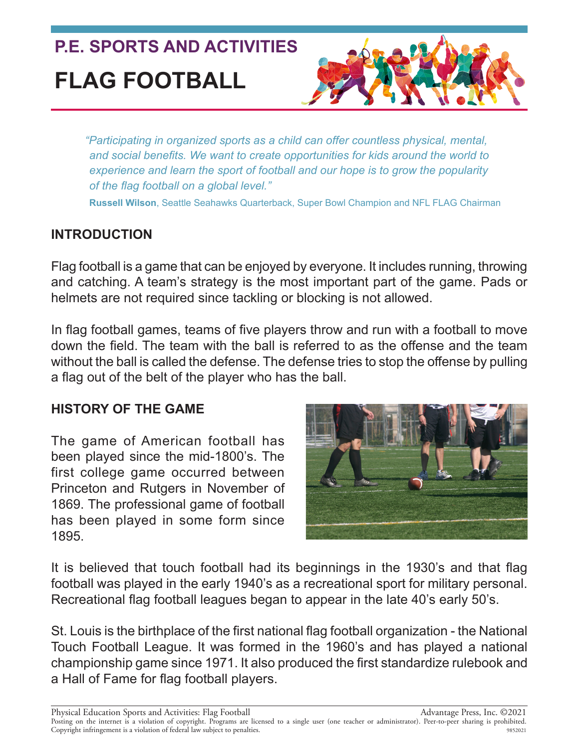P.E. SPORTS AND ACTIVITIES

# FLAG FOOTBALL

*"Participating in organized sports as a child can offer countless physical, mental, and social benefits. We want to create opportunities for kids around the world to experience and learn the sport of football and our hope is to grow the popularity of the flag football on a global level."*

**Russell Wilson**, Seattle Seahawks Quarterback, Super Bowl Champion and NFL FLAG Chairman

## INTRODUCTION

Flag football is a game that can be enjoyed by everyone. It includes running, throwing and catching. A team's strategy is the most important part of the game. Pads or helmets are not required since tackling or blocking is not allowed.

In flag football games, teams of five players throw and run with a football to move down the field. The team with the ball is referred to as the offense and the team without the ball is called the defense. The defense tries to stop the offense by pulling a flag out of the belt of the player who has the ball.

## HISTORY OF THE GAME

The game of American football has been played since the mid-1800's. The first college game occurred between Princeton and Rutgers in November of 1869. The professional game of football has been played in some form since 1895.

It is believed that touch football had its beginnings in the 1930's and that flag football was played in the early 1940's as a recreational sport for military personal. Recreational flag football leagues began to appear in the late 40's early 50's.

St. Louis is the birthplace of the first national flag football organization - the National Touch Football League. It was formed in the 1960's and has played a national championship game since 1971. It also produced the first standardize rulebook and a Hall of Fame for flag football players.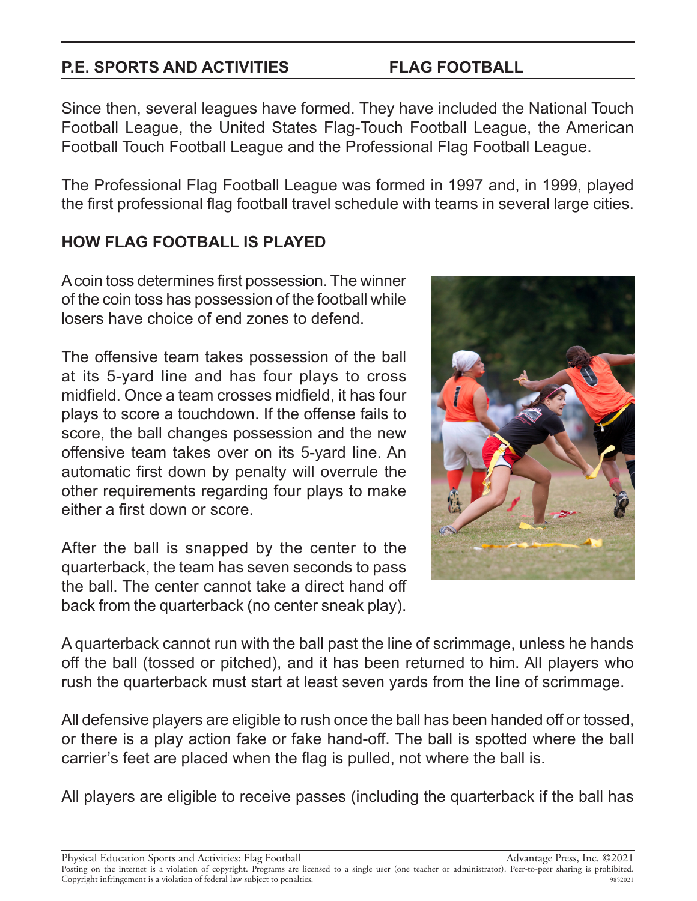Since then, several leagues have formed. They have included the National Touch Football League, the United States Flag-Touch Football League, the American Football Touch Football League and the Professional Flag Football League.

The Professional Flag Football League was formed in 1997 and, in 1999, played the first professional flag football travel schedule with teams in several large cities.

## HOW FLAG FOOTBALL IS PLAYED

A coin toss determines first possession. The winner of the coin toss has possession of the football while losers have choice of end zones to defend.

The offensive team takes possession of the ball at its 5-yard line and has four plays to cross midfield. Once a team crosses midfield, it has four plays to score a touchdown. If the offense fails to score, the ball changes possession and the new offensive team takes over on its 5-yard line. An automatic first down by penalty will overrule the other requirements regarding four plays to make either a first down or score.

After the ball is snapped by the center to the quarterback, the team has seven seconds to pass the ball. The center cannot take a direct hand off back from the quarterback (no center sneak play).

A quarterback cannot run with the ball past the line of scrimmage, unless he hands off the ball (tossed or pitched), and it has been returned to him. All players who rush the quarterback must start at least seven yards from the line of scrimmage.

All defensive players are eligible to rush once the ball has been handed off or tossed, or there is a play action fake or fake hand-off. The ball is spotted where the ball carrier's feet are placed when the flag is pulled, not where the ball is.

All players are eligible to receive passes (including the quarterback if the ball has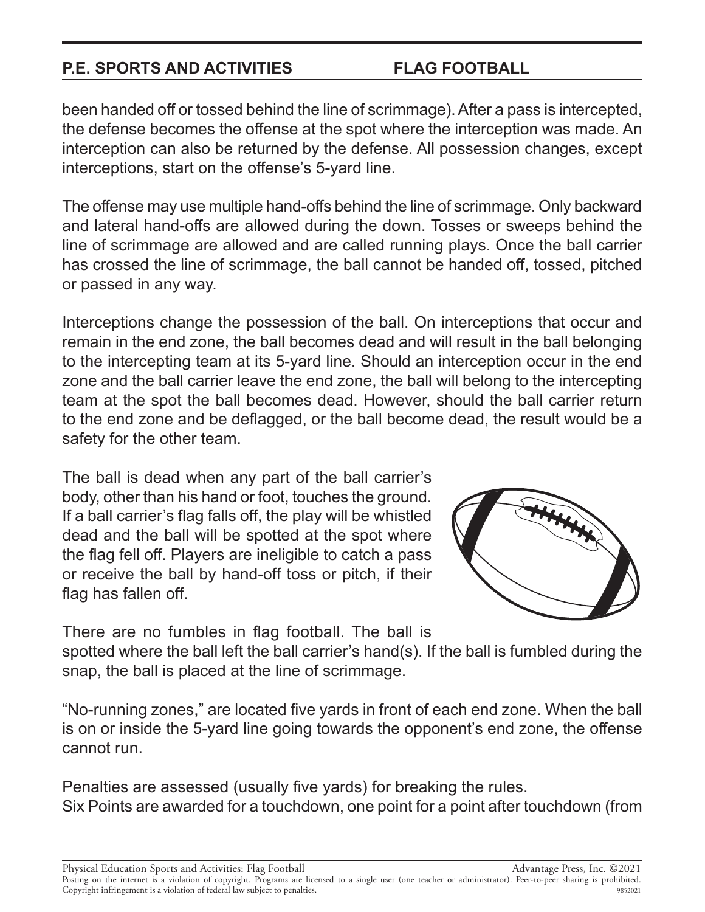been handed off or tossed behind the line of scrimmage). After a pass is intercepted, the defense becomes the offense at the spot where the interception was made. An interception can also be returned by the defense. All possession changes, except interceptions, start on the offense's 5-yard line.

The offense may use multiple hand-offs behind the line of scrimmage. Only backward and lateral hand-offs are allowed during the down. Tosses or sweeps behind the line of scrimmage are allowed and are called running plays. Once the ball carrier has crossed the line of scrimmage, the ball cannot be handed off, tossed, pitched or passed in any way.

Interceptions change the possession of the ball. On interceptions that occur and remain in the end zone, the ball becomes dead and will result in the ball belonging to the intercepting team at its 5-yard line. Should an interception occur in the end zone and the ball carrier leave the end zone, the ball will belong to the intercepting team at the spot the ball becomes dead. However, should the ball carrier return to the end zone and be deflagged, or the ball become dead, the result would be a safety for the other team.

The ball is dead when any part of the ball carrier's body, other than his hand or foot, touches the ground. If a ball carrier's flag falls off, the play will be whistled dead and the ball will be spotted at the spot where the flag fell off. Players are ineligible to catch a pass or receive the ball by hand-off toss or pitch, if their flag has fallen off.

There are no fumbles in flag football. The ball is spotted where the ball left the ball carrier's hand(s). If the ball is fumbled during the snap, the ball is placed at the line of scrimmage.

"No-running zones," are located five yards in front of each end zone. When the ball is on or inside the 5-yard line going towards the opponent's end zone, the offense cannot run.

Penalties are assessed (usually five yards) for breaking the rules.
Six Points are awarded for a touchdown, one point for a point after touchdown (from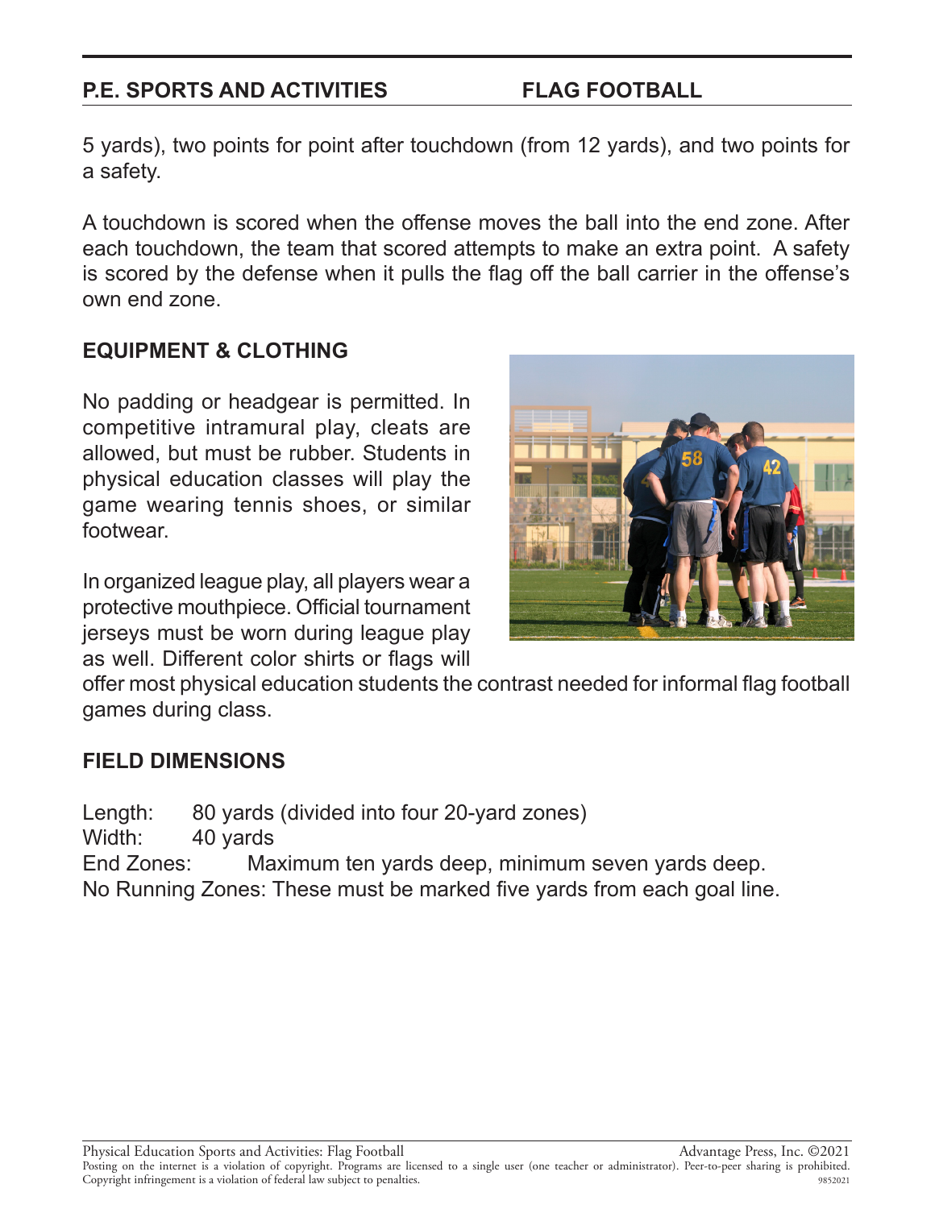5 yards), two points for point after touchdown (from 12 yards), and two points for a safety.

A touchdown is scored when the offense moves the ball into the end zone. After each touchdown, the team that scored attempts to make an extra point. A safety is scored by the defense when it pulls the flag off the ball carrier in the offense's own end zone.

## EQUIPMENT & CLOTHING

No padding or headgear is permitted. In competitive intramural play, cleats are allowed, but must be rubber. Students in physical education classes will play the game wearing tennis shoes, or similar footwear.

In organized league play, all players wear a protective mouthpiece. Official tournament jerseys must be worn during league play as well. Different color shirts or flags will offer most physical education students the contrast needed for informal flag football games during class.

## FIELD DIMENSIONS

Length: 80 yards (divided into four 20-yard zones)
Width: 40 yards
End Zones: Maximum ten yards deep, minimum seven yards deep.
No Running Zones: These must be marked five yards from each goal line.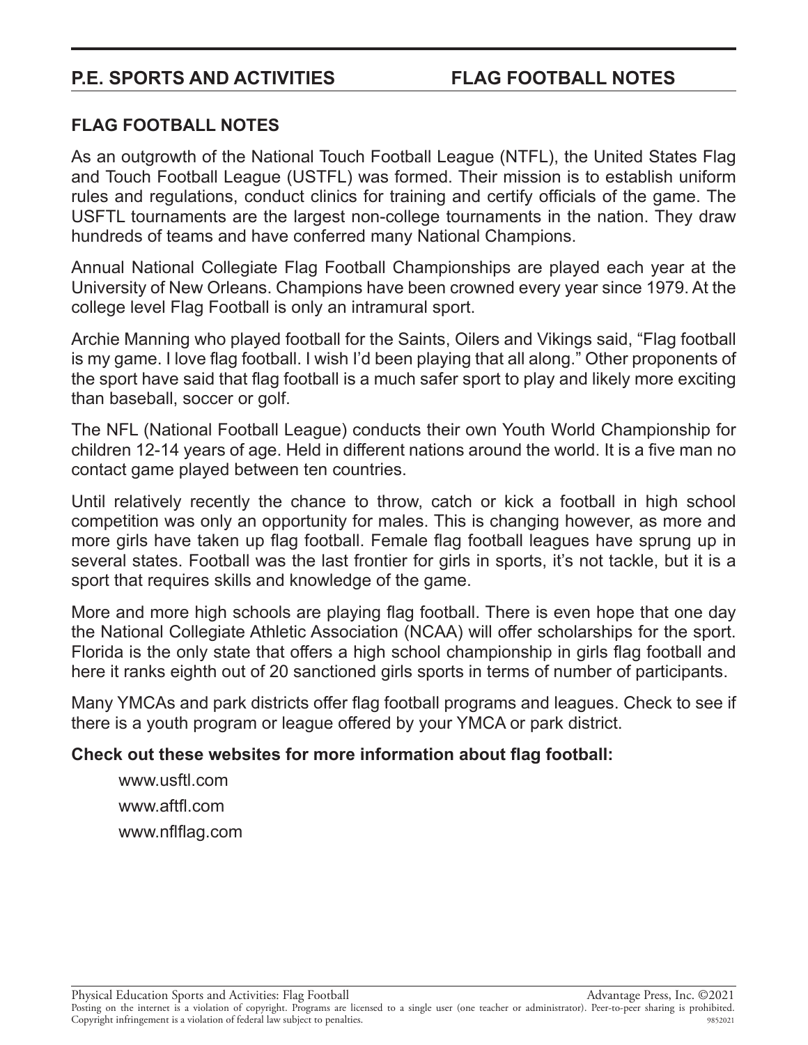## FLAG FOOTBALL NOTES

As an outgrowth of the National Touch Football League (NTFL), the United States Flag and Touch Football League (USTFL) was formed. Their mission is to establish uniform rules and regulations, conduct clinics for training and certify officials of the game. The USFTL tournaments are the largest non-college tournaments in the nation. They draw hundreds of teams and have conferred many National Champions.

Annual National Collegiate Flag Football Championships are played each year at the University of New Orleans. Champions have been crowned every year since 1979. At the college level Flag Football is only an intramural sport.

Archie Manning who played football for the Saints, Oilers and Vikings said, "Flag football is my game. I love flag football. I wish I'd been playing that all along." Other proponents of the sport have said that flag football is a much safer sport to play and likely more exciting than baseball, soccer or golf.

The NFL (National Football League) conducts their own Youth World Championship for children 12-14 years of age. Held in different nations around the world. It is a five man no contact game played between ten countries.

Until relatively recently the chance to throw, catch or kick a football in high school competition was only an opportunity for males. This is changing however, as more and more girls have taken up flag football. Female flag football leagues have sprung up in several states. Football was the last frontier for girls in sports, it's not tackle, but it is a sport that requires skills and knowledge of the game.

More and more high schools are playing flag football. There is even hope that one day the National Collegiate Athletic Association (NCAA) will offer scholarships for the sport. Florida is the only state that offers a high school championship in girls flag football and here it ranks eighth out of 20 sanctioned girls sports in terms of number of participants.

Many YMCAs and park districts offer flag football programs and leagues. Check to see if there is a youth program or league offered by your YMCA or park district.

**Check out these websites for more information about flag football:**

- www.usftl.com
- www.aftfl.com
- www.nflflag.com